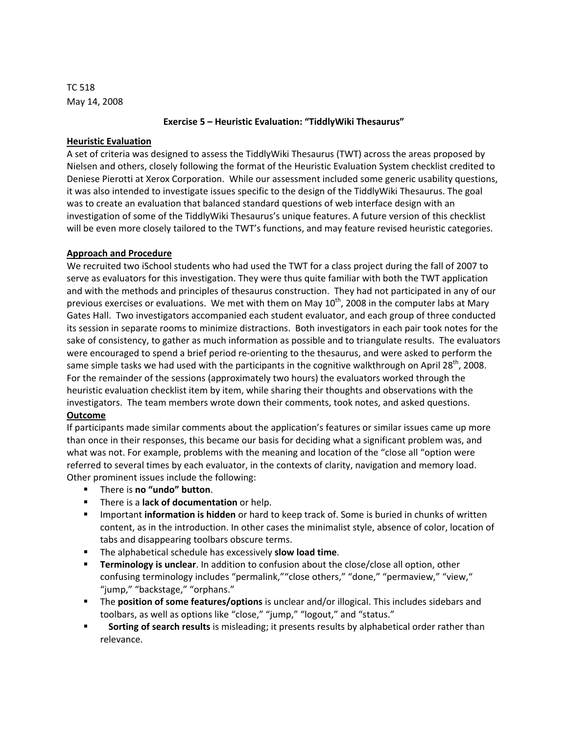TC 518
May 14, 2008

**Exercise 5 – Heuristic Evaluation: "TiddlyWiki Thesaurus"**

## Heuristic Evaluation

A set of criteria was designed to assess the TiddlyWiki Thesaurus (TWT) across the areas proposed by Nielsen and others, closely following the format of the Heuristic Evaluation System checklist credited to Deniese Pierotti at Xerox Corporation. While our assessment included some generic usability questions, it was also intended to investigate issues specific to the design of the TiddlyWiki Thesaurus. The goal was to create an evaluation that balanced standard questions of web interface design with an investigation of some of the TiddlyWiki Thesaurus's unique features. A future version of this checklist will be even more closely tailored to the TWT's functions, and may feature revised heuristic categories.

## Approach and Procedure

We recruited two iSchool students who had used the TWT for a class project during the fall of 2007 to serve as evaluators for this investigation. They were thus quite familiar with both the TWT application and with the methods and principles of thesaurus construction. They had not participated in any of our previous exercises or evaluations. We met with them on May 10th, 2008 in the computer labs at Mary Gates Hall. Two investigators accompanied each student evaluator, and each group of three conducted its session in separate rooms to minimize distractions. Both investigators in each pair took notes for the sake of consistency, to gather as much information as possible and to triangulate results. The evaluators were encouraged to spend a brief period re-orienting to the thesaurus, and were asked to perform the same simple tasks we had used with the participants in the cognitive walkthrough on April 28th, 2008. For the remainder of the sessions (approximately two hours) the evaluators worked through the heuristic evaluation checklist item by item, while sharing their thoughts and observations with the investigators. The team members wrote down their comments, took notes, and asked questions.

## Outcome

If participants made similar comments about the application's features or similar issues came up more than once in their responses, this became our basis for deciding what a significant problem was, and what was not. For example, problems with the meaning and location of the "close all "option were referred to several times by each evaluator, in the contexts of clarity, navigation and memory load. Other prominent issues include the following:

- There is **no "undo" button**.
- There is a **lack of documentation** or help.
- Important **information is hidden** or hard to keep track of. Some is buried in chunks of written content, as in the introduction. In other cases the minimalist style, absence of color, location of tabs and disappearing toolbars obscure terms.
- The alphabetical schedule has excessively **slow load time**.
- **Terminology is unclear**. In addition to confusion about the close/close all option, other confusing terminology includes "permalink,""close others," "done," "permaview," "view," "jump," "backstage," "orphans."
- The **position of some features/options** is unclear and/or illogical. This includes sidebars and toolbars, as well as options like "close," "jump," "logout," and "status."
- **Sorting of search results** is misleading; it presents results by alphabetical order rather than relevance.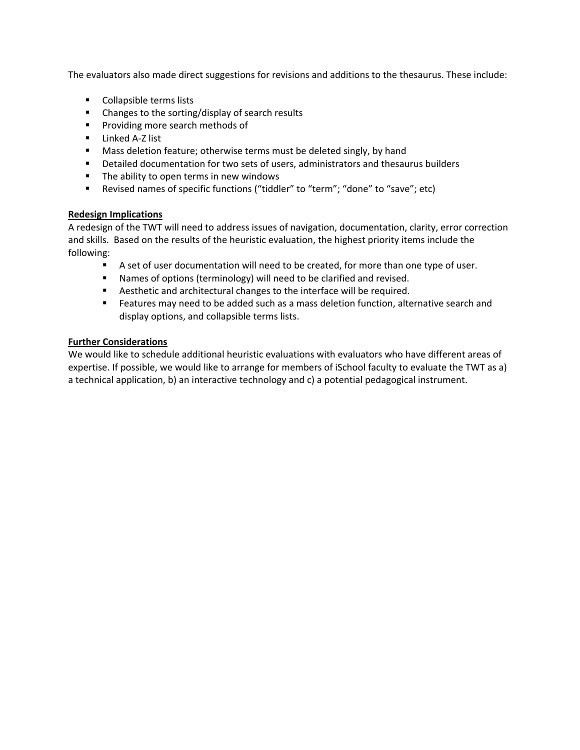The evaluators also made direct suggestions for revisions and additions to the thesaurus. These include:

- Collapsible terms lists
- Changes to the sorting/display of search results
- Providing more search methods of
- Linked A-Z list
- Mass deletion feature; otherwise terms must be deleted singly, by hand
- Detailed documentation for two sets of users, administrators and thesaurus builders
- The ability to open terms in new windows
- Revised names of specific functions (“tiddler” to “term”; “done” to “save”; etc)

**Redesign Implications**

A redesign of the TWT will need to address issues of navigation, documentation, clarity, error correction and skills. Based on the results of the heuristic evaluation, the highest priority items include the following:

- A set of user documentation will need to be created, for more than one type of user.
- Names of options (terminology) will need to be clarified and revised.
- Aesthetic and architectural changes to the interface will be required.
- Features may need to be added such as a mass deletion function, alternative search and display options, and collapsible terms lists.

**Further Considerations**

We would like to schedule additional heuristic evaluations with evaluators who have different areas of expertise. If possible, we would like to arrange for members of iSchool faculty to evaluate the TWT as a) a technical application, b) an interactive technology and c) a potential pedagogical instrument.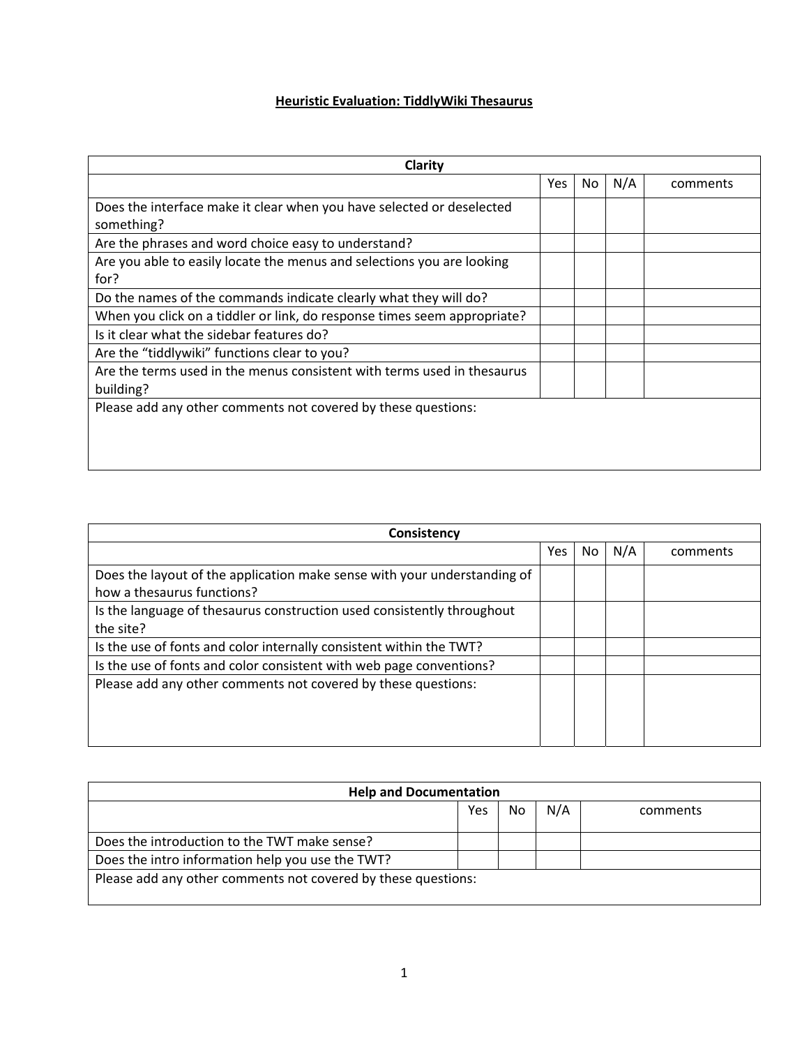# Heuristic Evaluation: TiddlyWiki Thesaurus

| Clarity | | | | |
|---|---|---|---|---|
| | Yes | No | N/A | comments |
| Does the interface make it clear when you have selected or deselected something? | | | | |
| Are the phrases and word choice easy to understand? | | | | |
| Are you able to easily locate the menus and selections you are looking for? | | | | |
| Do the names of the commands indicate clearly what they will do? | | | | |
| When you click on a tiddler or link, do response times seem appropriate? | | | | |
| Is it clear what the sidebar features do? | | | | |
| Are the "tiddlywiki" functions clear to you? | | | | |
| Are the terms used in the menus consistent with terms used in thesaurus building? | | | | |
| Please add any other comments not covered by these questions: | | | | |

| Consistency | | | | |
|---|---|---|---|---|
| | Yes | No | N/A | comments |
| Does the layout of the application make sense with your understanding of how a thesaurus functions? | | | | |
| Is the language of thesaurus construction used consistently throughout the site? | | | | |
| Is the use of fonts and color internally consistent within the TWT? | | | | |
| Is the use of fonts and color consistent with web page conventions? | | | | |
| Please add any other comments not covered by these questions: | | | | |

| Help and Documentation | | | | |
|---|---|---|---|---|
| | Yes | No | N/A | comments |
| Does the introduction to the TWT make sense? | | | | |
| Does the intro information help you use the TWT? | | | | |
| Please add any other comments not covered by these questions: | | | | |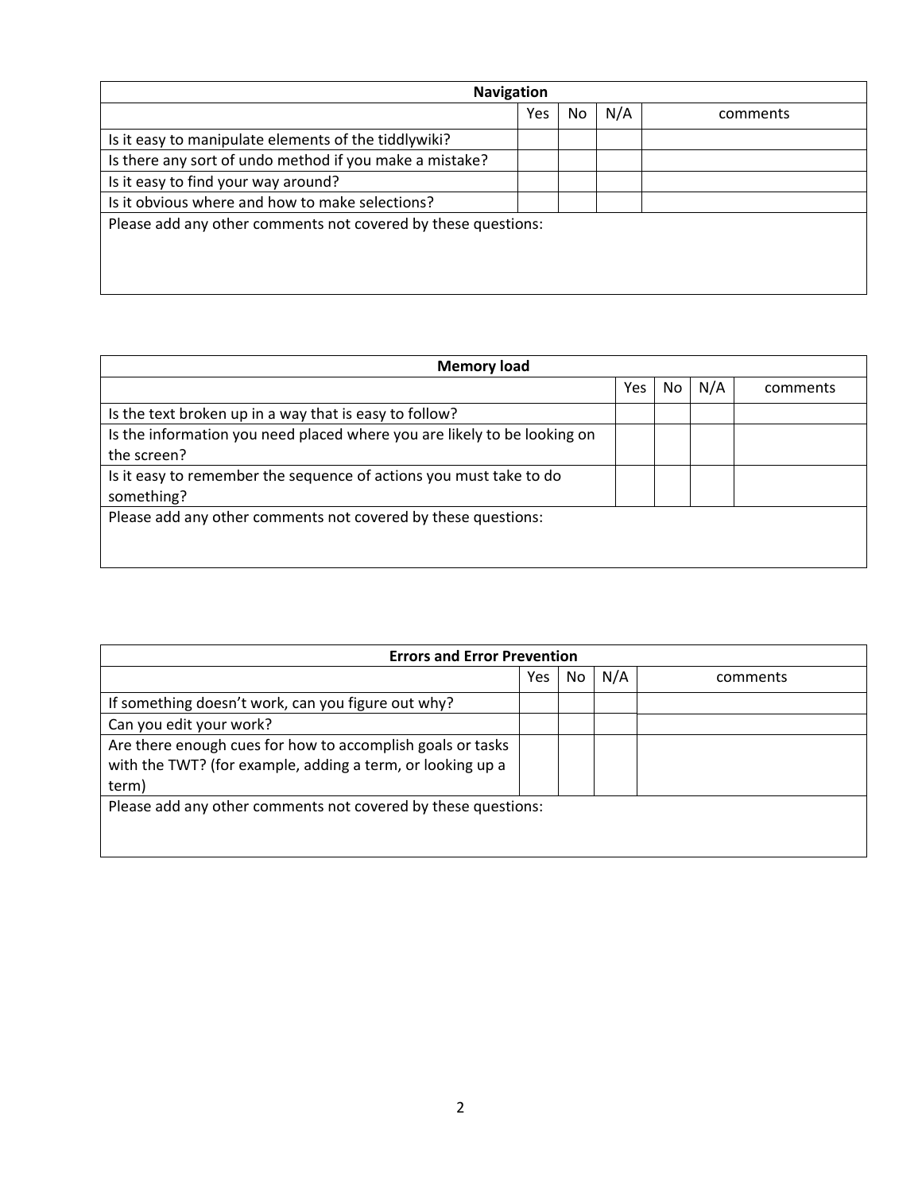| Navigation | | | | |
|---|---|---|---|---|
| | Yes | No | N/A | comments |
| Is it easy to manipulate elements of the tiddlywiki? | | | | |
| Is there any sort of undo method if you make a mistake? | | | | |
| Is it easy to find your way around? | | | | |
| Is it obvious where and how to make selections? | | | | |
| Please add any other comments not covered by these questions: | | | | |

| Memory load | | | | |
|---|---|---|---|---|
| | Yes | No | N/A | comments |
| Is the text broken up in a way that is easy to follow? | | | | |
| Is the information you need placed where you are likely to be looking on the screen? | | | | |
| Is it easy to remember the sequence of actions you must take to do something? | | | | |
| Please add any other comments not covered by these questions: | | | | |

| Errors and Error Prevention | | | | |
|---|---|---|---|---|
| | Yes | No | N/A | comments |
| If something doesn't work, can you figure out why? | | | | |
| Can you edit your work? | | | | |
| Are there enough cues for how to accomplish goals or tasks with the TWT? (for example, adding a term, or looking up a term) | | | | |
| Please add any other comments not covered by these questions: | | | | |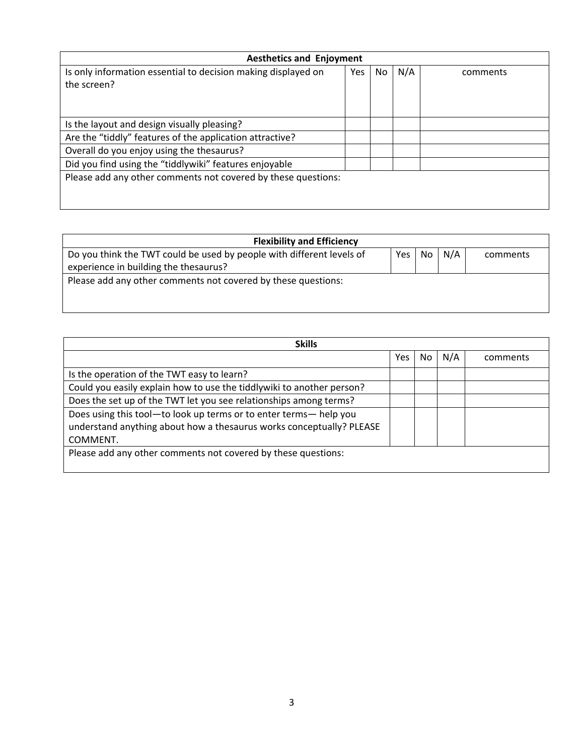| Aesthetics and Enjoyment | | | | |
|---|---|---|---|---|
| Is only information essential to decision making displayed on the screen? | Yes | No | N/A | comments |
| Is the layout and design visually pleasing? | | | | |
| Are the "tiddly" features of the application attractive? | | | | |
| Overall do you enjoy using the thesaurus? | | | | |
| Did you find using the "tiddlywiki" features enjoyable | | | | |
| Please add any other comments not covered by these questions: | | | | |

| Flexibility and Efficiency | | | | |
|---|---|---|---|---|
| Do you think the TWT could be used by people with different levels of experience in building the thesaurus? | Yes | No | N/A | comments |
| Please add any other comments not covered by these questions: | | | | |

| Skills | | | | |
|---|---|---|---|---|
| | Yes | No | N/A | comments |
| Is the operation of the TWT easy to learn? | | | | |
| Could you easily explain how to use the tiddlywiki to another person? | | | | |
| Does the set up of the TWT let you see relationships among terms? | | | | |
| Does using this tool—to look up terms or to enter terms— help you understand anything about how a thesaurus works conceptually? PLEASE COMMENT. | | | | |
| Please add any other comments not covered by these questions: | | | | |